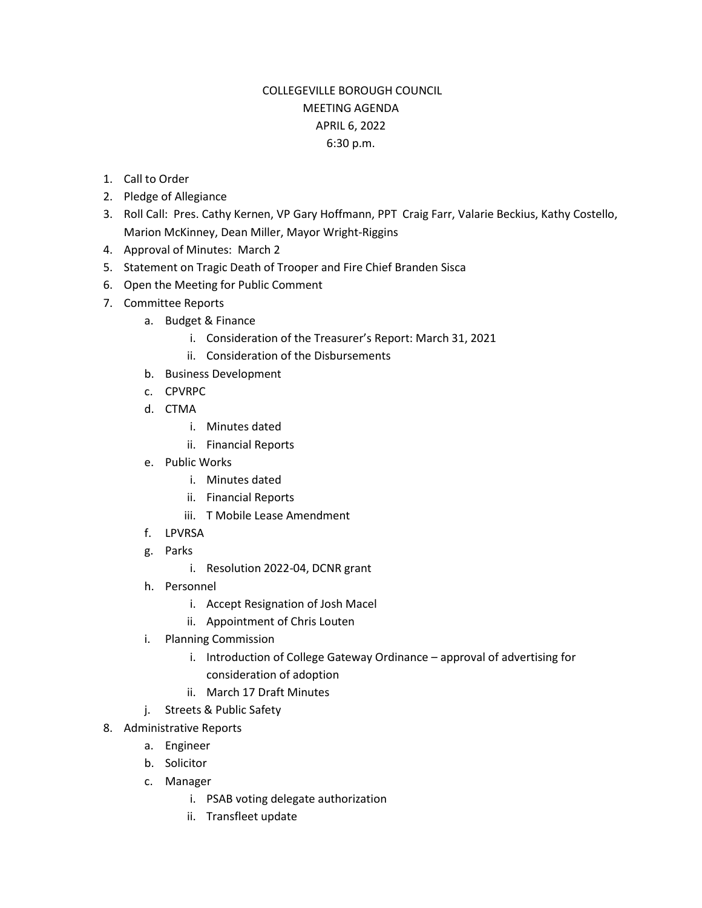# COLLEGEVILLE BOROUGH COUNCIL
## MEETING AGENDA
## APRIL 6, 2022
## 6:30 p.m.

1. Call to Order
2. Pledge of Allegiance
3. Roll Call: Pres. Cathy Kernen, VP Gary Hoffmann, PPT Craig Farr, Valarie Beckius, Kathy Costello, Marion McKinney, Dean Miller, Mayor Wright-Riggins
4. Approval of Minutes: March 2
5. Statement on Tragic Death of Trooper and Fire Chief Branden Sisca
6. Open the Meeting for Public Comment
7. Committee Reports
   a. Budget & Finance
      i. Consideration of the Treasurer's Report: March 31, 2021
      ii. Consideration of the Disbursements
   b. Business Development
   c. CPVRPC
   d. CTMA
      i. Minutes dated
      ii. Financial Reports
   e. Public Works
      i. Minutes dated
      ii. Financial Reports
      iii. T Mobile Lease Amendment
   f. LPVRSA
   g. Parks
      i. Resolution 2022-04, DCNR grant
   h. Personnel
      i. Accept Resignation of Josh Macel
      ii. Appointment of Chris Louten
   i. Planning Commission
      i. Introduction of College Gateway Ordinance – approval of advertising for consideration of adoption
      ii. March 17 Draft Minutes
   j. Streets & Public Safety
8. Administrative Reports
   a. Engineer
   b. Solicitor
   c. Manager
      i. PSAB voting delegate authorization
      ii. Transfleet update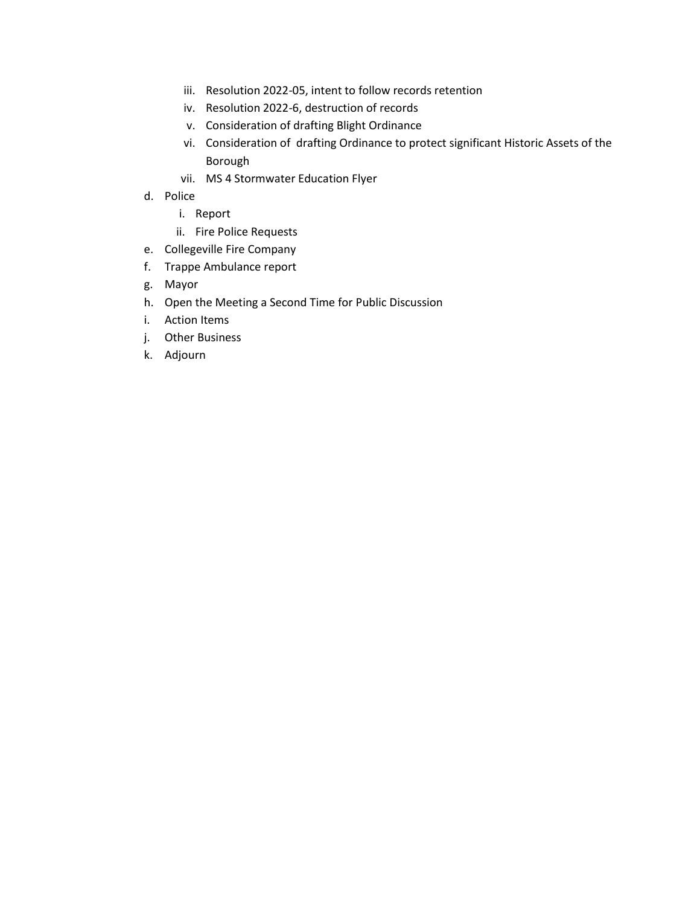iii. Resolution 2022-05, intent to follow records retention
iv. Resolution 2022-6, destruction of records
v. Consideration of drafting Blight Ordinance
vi. Consideration of drafting Ordinance to protect significant Historic Assets of the Borough
vii. MS 4 Stormwater Education Flyer

d. Police
   i. Report
   ii. Fire Police Requests
e. Collegeville Fire Company
f. Trappe Ambulance report
g. Mayor
h. Open the Meeting a Second Time for Public Discussion
i. Action Items
j. Other Business
k. Adjourn